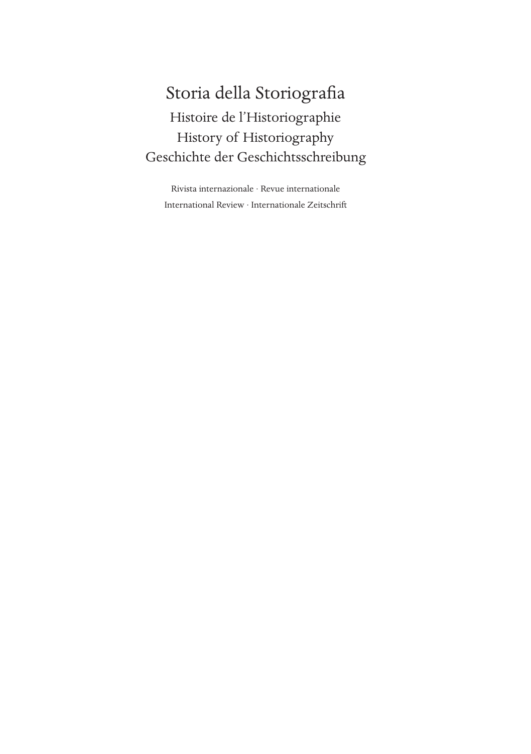# Storia della Storiografia

## Histoire de l'Historiographie
## History of Historiography
## Geschichte der Geschichtsschreibung

Rivista internazionale · Revue internationale
International Review · Internationale Zeitschrift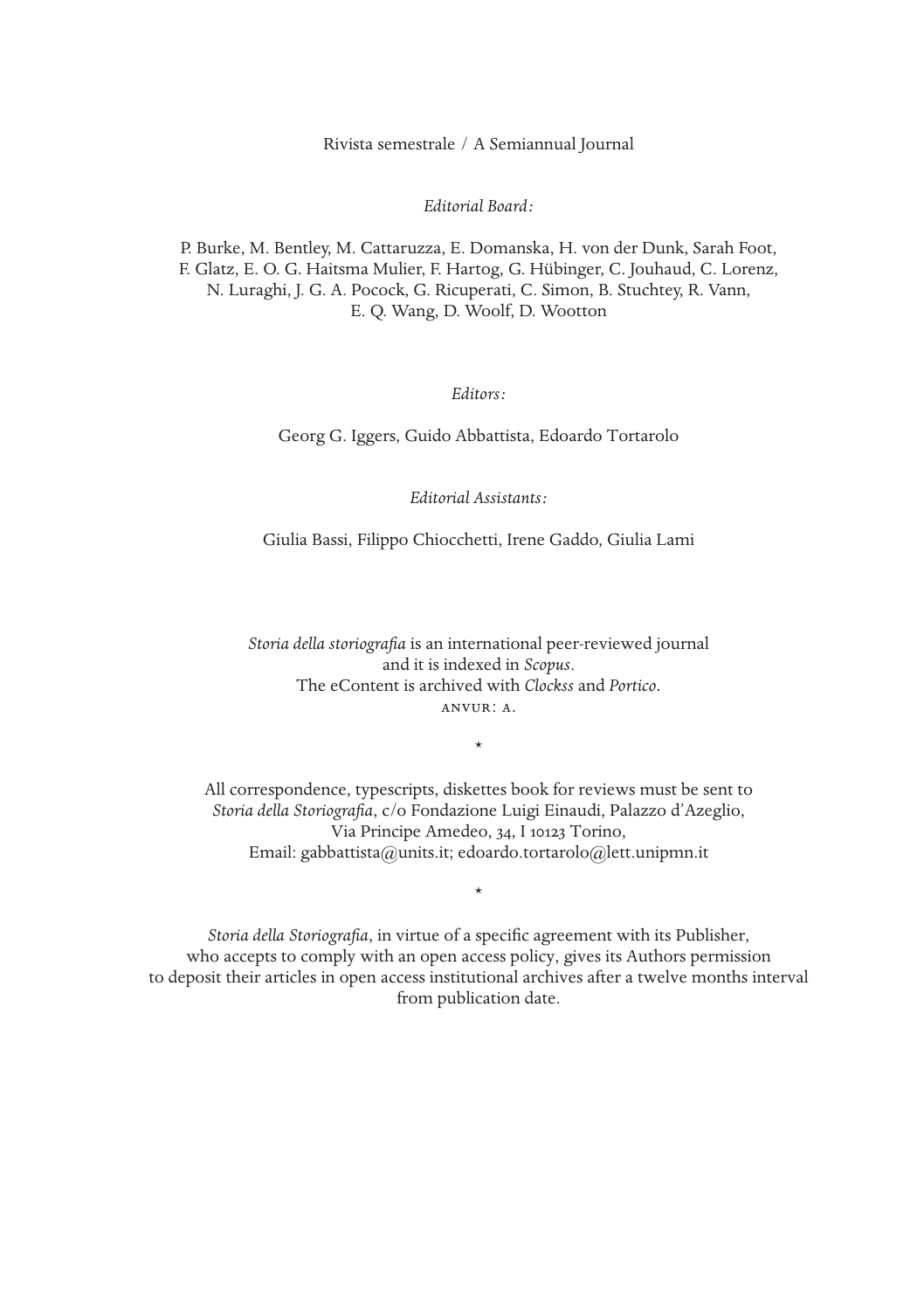Rivista semestrale / A Semiannual Journal

*Editorial Board:*

P. Burke, M. Bentley, M. Cattaruzza, E. Domanska, H. von der Dunk, Sarah Foot, F. Glatz, E. O. G. Haitsma Mulier, F. Hartog, G. Hübinger, C. Jouhaud, C. Lorenz, N. Luraghi, J. G. A. Pocock, G. Ricuperati, C. Simon, B. Stuchtey, R. Vann, E. Q. Wang, D. Woolf, D. Wootton

*Editors:*

Georg G. Iggers, Guido Abbattista, Edoardo Tortarolo

*Editorial Assistants:*

Giulia Bassi, Filippo Chiocchetti, Irene Gaddo, Giulia Lami

*Storia della storiografia* is an international peer-reviewed journal and it is indexed in *Scopus*.
The eContent is archived with *Clockss* and *Portico*.
ANVUR: A.

*

All correspondence, typescripts, diskettes book for reviews must be sent to *Storia della Storiografia*, c/o Fondazione Luigi Einaudi, Palazzo d'Azeglio, Via Principe Amedeo, 34, I 10123 Torino,
Email: gabbattista@units.it; edoardo.tortarolo@lett.unipmn.it

*

*Storia della Storiografia*, in virtue of a specific agreement with its Publisher, who accepts to comply with an open access policy, gives its Authors permission to deposit their articles in open access institutional archives after a twelve months interval from publication date.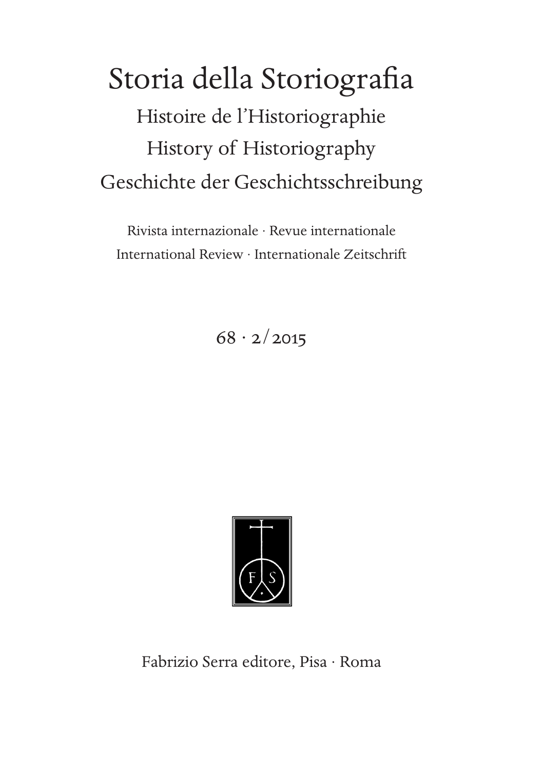# Storia della Storiografia

## Histoire de l'Historiographie

## History of Historiography

## Geschichte der Geschichtsschreibung

Rivista internazionale · Revue internationale
International Review · Internationale Zeitschrift

68 · 2/2015

Fabrizio Serra editore, Pisa · Roma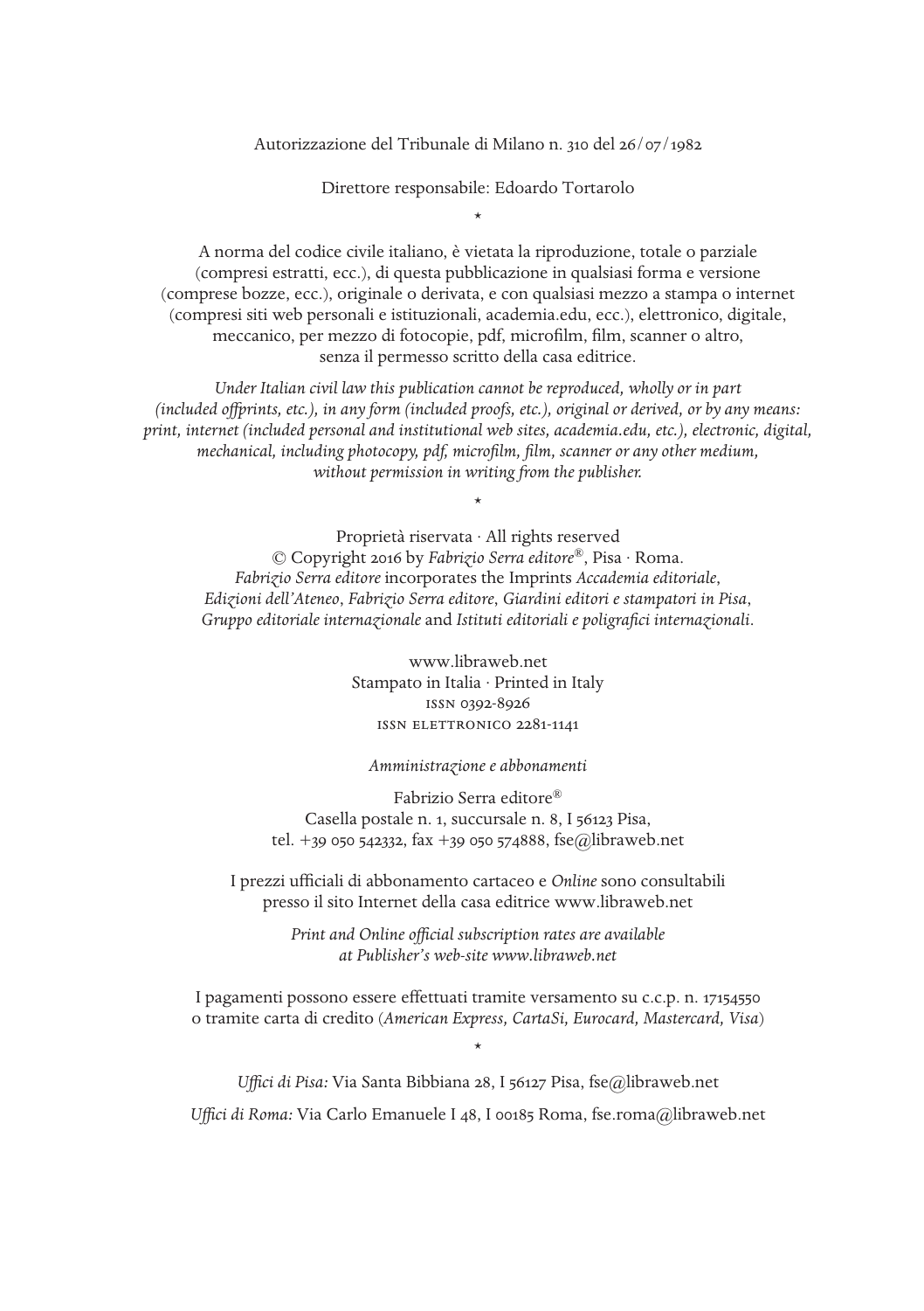Autorizzazione del Tribunale di Milano n. 310 del 26/07/1982

Direttore responsabile: Edoardo Tortarolo

*

A norma del codice civile italiano, è vietata la riproduzione, totale o parziale (compresi estratti, ecc.), di questa pubblicazione in qualsiasi forma e versione (comprese bozze, ecc.), originale o derivata, e con qualsiasi mezzo a stampa o internet (compresi siti web personali e istituzionali, academia.edu, ecc.), elettronico, digitale, meccanico, per mezzo di fotocopie, pdf, microfilm, film, scanner o altro, senza il permesso scritto della casa editrice.

*Under Italian civil law this publication cannot be reproduced, wholly or in part (included offprints, etc.), in any form (included proofs, etc.), original or derived, or by any means: print, internet (included personal and institutional web sites, academia.edu, etc.), electronic, digital, mechanical, including photocopy, pdf, microfilm, film, scanner or any other medium, without permission in writing from the publisher.*

*

Proprietà riservata · All rights reserved
© Copyright 2016 by *Fabrizio Serra editore*®, Pisa · Roma.
*Fabrizio Serra editore* incorporates the Imprints *Accademia editoriale*, *Edizioni dell'Ateneo*, *Fabrizio Serra editore*, *Giardini editori e stampatori in Pisa*, *Gruppo editoriale internazionale* and *Istituti editoriali e poligrafici internazionali*.

www.libraweb.net
Stampato in Italia · Printed in Italy
ISSN 0392-8926
ISSN ELETTRONICO 2281-1141

*Amministrazione e abbonamenti*

Fabrizio Serra editore®
Casella postale n. 1, succursale n. 8, I 56123 Pisa,
tel. +39 050 542332, fax +39 050 574888, fse@libraweb.net

I prezzi ufficiali di abbonamento cartaceo e *Online* sono consultabili presso il sito Internet della casa editrice www.libraweb.net

*Print and Online official subscription rates are available at Publisher's web-site www.libraweb.net*

I pagamenti possono essere effettuati tramite versamento su c.c.p. n. 17154550 o tramite carta di credito (*American Express, CartaSi, Eurocard, Mastercard, Visa*)

*

*Uffici di Pisa:* Via Santa Bibbiana 28, I 56127 Pisa, fse@libraweb.net

*Uffici di Roma:* Via Carlo Emanuele I 48, I 00185 Roma, fse.roma@libraweb.net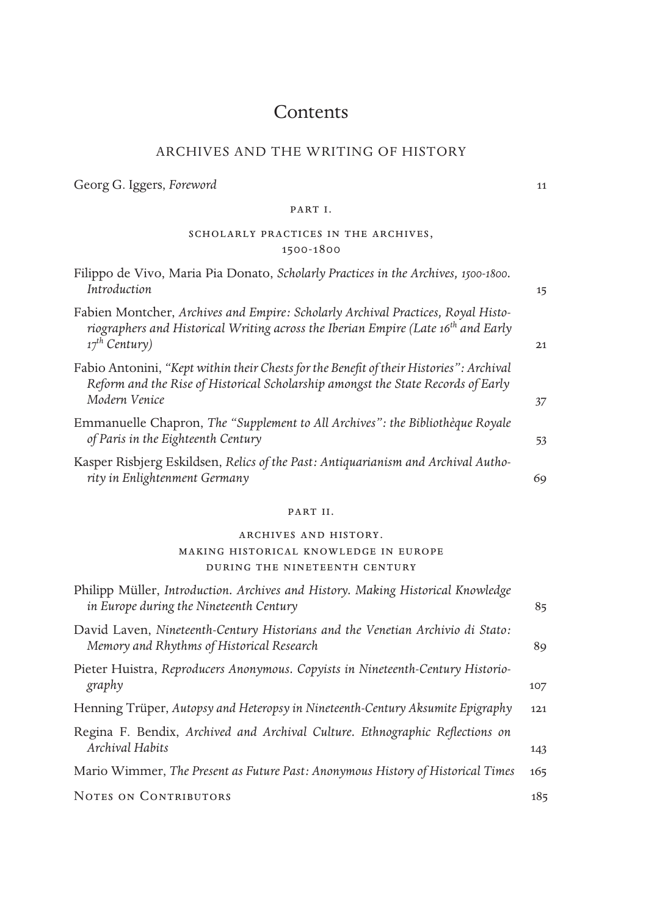# Contents

## ARCHIVES AND THE WRITING OF HISTORY

Georg G. Iggers, *Foreword* 11

### PART I.

### SCHOLARLY PRACTICES IN THE ARCHIVES, 1500-1800

Filippo de Vivo, Maria Pia Donato, *Scholarly Practices in the Archives, 1500-1800. Introduction* 15

Fabien Montcher, *Archives and Empire: Scholarly Archival Practices, Royal Historiographers and Historical Writing across the Iberian Empire (Late 16th and Early 17th Century)* 21

Fabio Antonini, *"Kept within their Chests for the Benefit of their Histories": Archival Reform and the Rise of Historical Scholarship amongst the State Records of Early Modern Venice* 37

Emmanuelle Chapron, *The "Supplement to All Archives": the Bibliothèque Royale of Paris in the Eighteenth Century* 53

Kasper Risbjerg Eskildsen, *Relics of the Past: Antiquarianism and Archival Authority in Enlightenment Germany* 69

### PART II.

### ARCHIVES AND HISTORY. MAKING HISTORICAL KNOWLEDGE IN EUROPE DURING THE NINETEENTH CENTURY

Philipp Müller, *Introduction. Archives and History. Making Historical Knowledge in Europe during the Nineteenth Century* 85

David Laven, *Nineteenth-Century Historians and the Venetian Archivio di Stato: Memory and Rhythms of Historical Research* 89

Pieter Huistra, *Reproducers Anonymous. Copyists in Nineteenth-Century Historiography* 107

Henning Trüper, *Autopsy and Heteropsy in Nineteenth-Century Aksumite Epigraphy* 121

Regina F. Bendix, *Archived and Archival Culture. Ethnographic Reflections on Archival Habits* 143

Mario Wimmer, *The Present as Future Past: Anonymous History of Historical Times* 165

NOTES ON CONTRIBUTORS 185